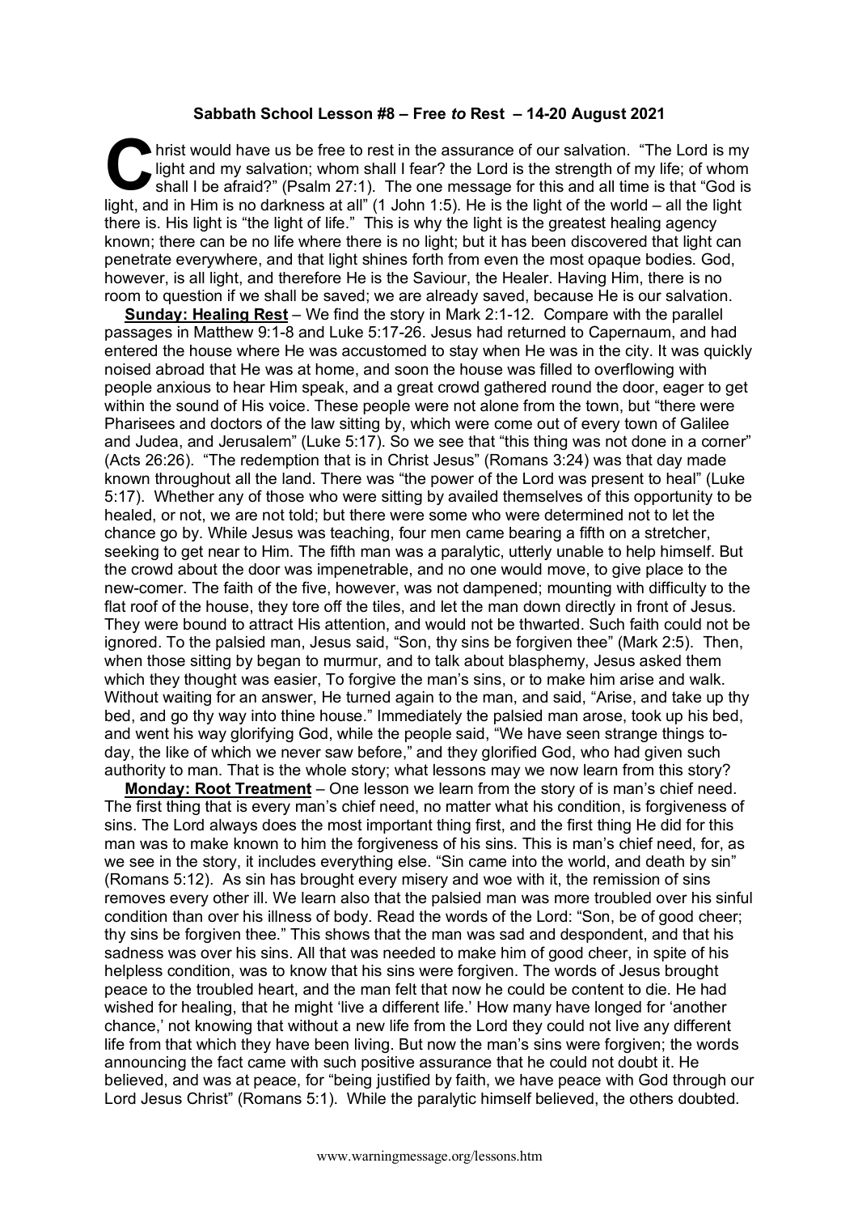**Sabbath School Lesson #8 – Free *to* Rest – 14-20 August 2021**

Christ would have us be free to rest in the assurance of our salvation. "The Lord is my light and my salvation; whom shall I fear? the Lord is the strength of my life; of whom shall I be afraid?" (Psalm 27:1). The one message for this and all time is that "God is light, and in Him is no darkness at all" (1 John 1:5). He is the light of the world – all the light there is. His light is "the light of life." This is why the light is the greatest healing agency known; there can be no life where there is no light; but it has been discovered that light can penetrate everywhere, and that light shines forth from even the most opaque bodies. God, however, is all light, and therefore He is the Saviour, the Healer. Having Him, there is no room to question if we shall be saved; we are already saved, because He is our salvation.

**Sunday: Healing Rest** – We find the story in Mark 2:1-12. Compare with the parallel passages in Matthew 9:1-8 and Luke 5:17-26. Jesus had returned to Capernaum, and had entered the house where He was accustomed to stay when He was in the city. It was quickly noised abroad that He was at home, and soon the house was filled to overflowing with people anxious to hear Him speak, and a great crowd gathered round the door, eager to get within the sound of His voice. These people were not alone from the town, but "there were Pharisees and doctors of the law sitting by, which were come out of every town of Galilee and Judea, and Jerusalem" (Luke 5:17). So we see that "this thing was not done in a corner" (Acts 26:26). "The redemption that is in Christ Jesus" (Romans 3:24) was that day made known throughout all the land. There was "the power of the Lord was present to heal" (Luke 5:17). Whether any of those who were sitting by availed themselves of this opportunity to be healed, or not, we are not told; but there were some who were determined not to let the chance go by. While Jesus was teaching, four men came bearing a fifth on a stretcher, seeking to get near to Him. The fifth man was a paralytic, utterly unable to help himself. But the crowd about the door was impenetrable, and no one would move, to give place to the new-comer. The faith of the five, however, was not dampened; mounting with difficulty to the flat roof of the house, they tore off the tiles, and let the man down directly in front of Jesus. They were bound to attract His attention, and would not be thwarted. Such faith could not be ignored. To the palsied man, Jesus said, "Son, thy sins be forgiven thee" (Mark 2:5). Then, when those sitting by began to murmur, and to talk about blasphemy, Jesus asked them which they thought was easier, To forgive the man's sins, or to make him arise and walk. Without waiting for an answer, He turned again to the man, and said, "Arise, and take up thy bed, and go thy way into thine house." Immediately the palsied man arose, took up his bed, and went his way glorifying God, while the people said, "We have seen strange things to-day, the like of which we never saw before," and they glorified God, who had given such authority to man. That is the whole story; what lessons may we now learn from this story?

**Monday: Root Treatment** – One lesson we learn from the story of is man's chief need. The first thing that is every man's chief need, no matter what his condition, is forgiveness of sins. The Lord always does the most important thing first, and the first thing He did for this man was to make known to him the forgiveness of his sins. This is man's chief need, for, as we see in the story, it includes everything else. "Sin came into the world, and death by sin" (Romans 5:12). As sin has brought every misery and woe with it, the remission of sins removes every other ill. We learn also that the palsied man was more troubled over his sinful condition than over his illness of body. Read the words of the Lord: "Son, be of good cheer; thy sins be forgiven thee." This shows that the man was sad and despondent, and that his sadness was over his sins. All that was needed to make him of good cheer, in spite of his helpless condition, was to know that his sins were forgiven. The words of Jesus brought peace to the troubled heart, and the man felt that now he could be content to die. He had wished for healing, that he might 'live a different life.' How many have longed for 'another chance,' not knowing that without a new life from the Lord they could not live any different life from that which they have been living. But now the man's sins were forgiven; the words announcing the fact came with such positive assurance that he could not doubt it. He believed, and was at peace, for "being justified by faith, we have peace with God through our Lord Jesus Christ" (Romans 5:1). While the paralytic himself believed, the others doubted.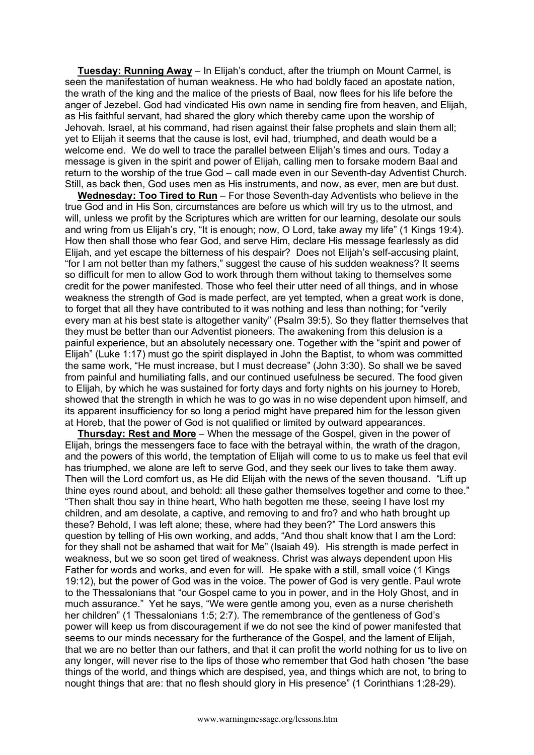**Tuesday: Running Away** – In Elijah's conduct, after the triumph on Mount Carmel, is seen the manifestation of human weakness. He who had boldly faced an apostate nation, the wrath of the king and the malice of the priests of Baal, now flees for his life before the anger of Jezebel. God had vindicated His own name in sending fire from heaven, and Elijah, as His faithful servant, had shared the glory which thereby came upon the worship of Jehovah. Israel, at his command, had risen against their false prophets and slain them all; yet to Elijah it seems that the cause is lost, evil had, triumphed, and death would be a welcome end. We do well to trace the parallel between Elijah's times and ours. Today a message is given in the spirit and power of Elijah, calling men to forsake modern Baal and return to the worship of the true God – call made even in our Seventh-day Adventist Church. Still, as back then, God uses men as His instruments, and now, as ever, men are but dust.

**Wednesday: Too Tired to Run** – For those Seventh-day Adventists who believe in the true God and in His Son, circumstances are before us which will try us to the utmost, and will, unless we profit by the Scriptures which are written for our learning, desolate our souls and wring from us Elijah's cry, "It is enough; now, O Lord, take away my life" (1 Kings 19:4). How then shall those who fear God, and serve Him, declare His message fearlessly as did Elijah, and yet escape the bitterness of his despair? Does not Elijah's self-accusing plaint, "for I am not better than my fathers," suggest the cause of his sudden weakness? It seems so difficult for men to allow God to work through them without taking to themselves some credit for the power manifested. Those who feel their utter need of all things, and in whose weakness the strength of God is made perfect, are yet tempted, when a great work is done, to forget that all they have contributed to it was nothing and less than nothing; for "verily every man at his best state is altogether vanity" (Psalm 39:5). So they flatter themselves that they must be better than our Adventist pioneers. The awakening from this delusion is a painful experience, but an absolutely necessary one. Together with the "spirit and power of Elijah" (Luke 1:17) must go the spirit displayed in John the Baptist, to whom was committed the same work, "He must increase, but I must decrease" (John 3:30). So shall we be saved from painful and humiliating falls, and our continued usefulness be secured. The food given to Elijah, by which he was sustained for forty days and forty nights on his journey to Horeb, showed that the strength in which he was to go was in no wise dependent upon himself, and its apparent insufficiency for so long a period might have prepared him for the lesson given at Horeb, that the power of God is not qualified or limited by outward appearances.

**Thursday: Rest and More** – When the message of the Gospel, given in the power of Elijah, brings the messengers face to face with the betrayal within, the wrath of the dragon, and the powers of this world, the temptation of Elijah will come to us to make us feel that evil has triumphed, we alone are left to serve God, and they seek our lives to take them away. Then will the Lord comfort us, as He did Elijah with the news of the seven thousand. "Lift up thine eyes round about, and behold: all these gather themselves together and come to thee." "Then shalt thou say in thine heart, Who hath begotten me these, seeing I have lost my children, and am desolate, a captive, and removing to and fro? and who hath brought up these? Behold, I was left alone; these, where had they been?" The Lord answers this question by telling of His own working, and adds, "And thou shalt know that I am the Lord: for they shall not be ashamed that wait for Me" (Isaiah 49). His strength is made perfect in weakness, but we so soon get tired of weakness. Christ was always dependent upon His Father for words and works, and even for will. He spake with a still, small voice (1 Kings 19:12), but the power of God was in the voice. The power of God is very gentle. Paul wrote to the Thessalonians that "our Gospel came to you in power, and in the Holy Ghost, and in much assurance." Yet he says, "We were gentle among you, even as a nurse cherisheth her children" (1 Thessalonians 1:5; 2:7). The remembrance of the gentleness of God's power will keep us from discouragement if we do not see the kind of power manifested that seems to our minds necessary for the furtherance of the Gospel, and the lament of Elijah, that we are no better than our fathers, and that it can profit the world nothing for us to live on any longer, will never rise to the lips of those who remember that God hath chosen "the base things of the world, and things which are despised, yea, and things which are not, to bring to nought things that are: that no flesh should glory in His presence" (1 Corinthians 1:28-29).